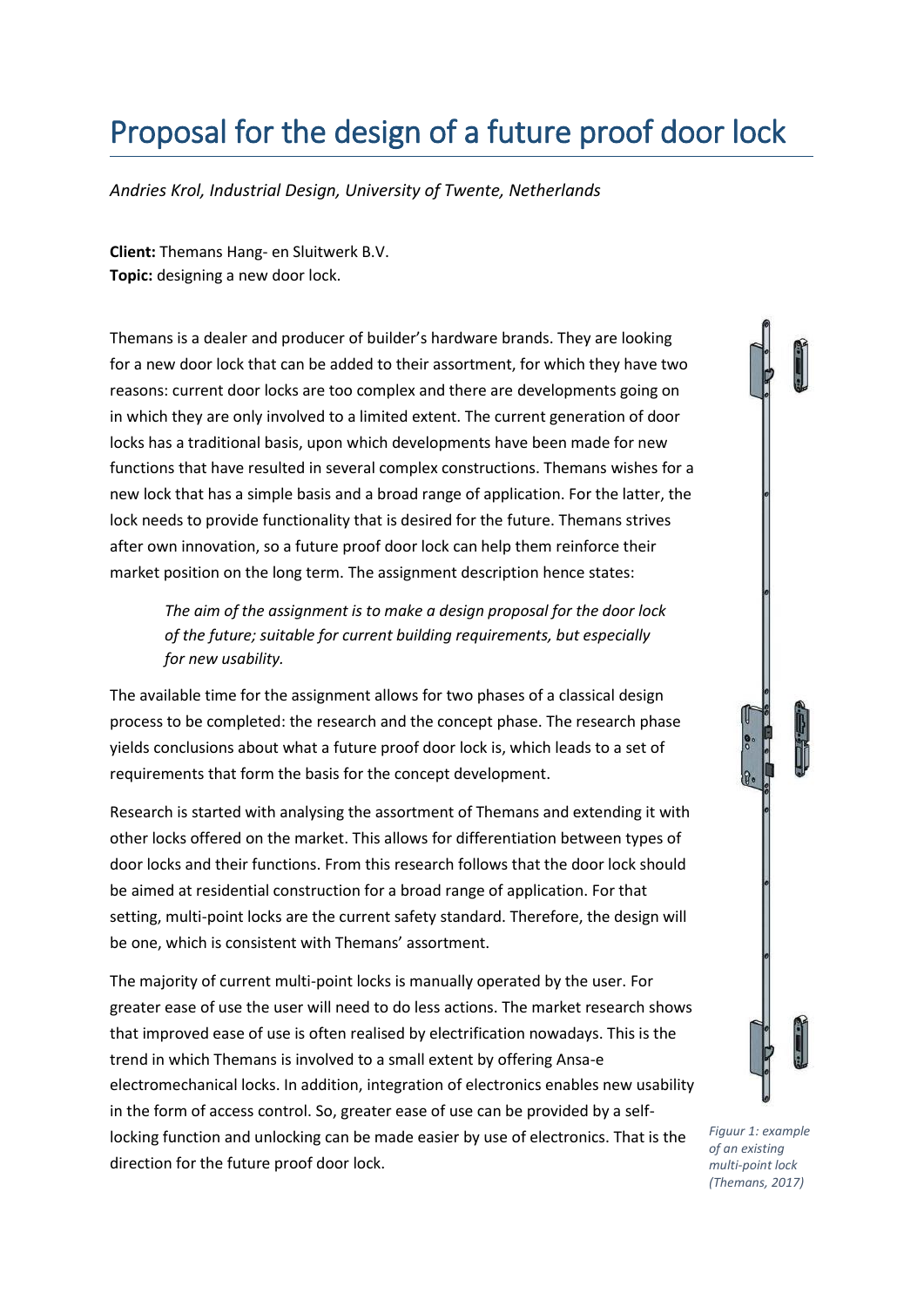# Proposal for the design of a future proof door lock

*Andries Krol, Industrial Design, University of Twente, Netherlands*

**Client:** Themans Hang- en Sluitwerk B.V.
**Topic:** designing a new door lock.

Themans is a dealer and producer of builder's hardware brands. They are looking for a new door lock that can be added to their assortment, for which they have two reasons: current door locks are too complex and there are developments going on in which they are only involved to a limited extent. The current generation of door locks has a traditional basis, upon which developments have been made for new functions that have resulted in several complex constructions. Themans wishes for a new lock that has a simple basis and a broad range of application. For the latter, the lock needs to provide functionality that is desired for the future. Themans strives after own innovation, so a future proof door lock can help them reinforce their market position on the long term. The assignment description hence states:

> *The aim of the assignment is to make a design proposal for the door lock of the future; suitable for current building requirements, but especially for new usability.*

The available time for the assignment allows for two phases of a classical design process to be completed: the research and the concept phase. The research phase yields conclusions about what a future proof door lock is, which leads to a set of requirements that form the basis for the concept development.

Research is started with analysing the assortment of Themans and extending it with other locks offered on the market. This allows for differentiation between types of door locks and their functions. From this research follows that the door lock should be aimed at residential construction for a broad range of application. For that setting, multi-point locks are the current safety standard. Therefore, the design will be one, which is consistent with Themans' assortment.

The majority of current multi-point locks is manually operated by the user. For greater ease of use the user will need to do less actions. The market research shows that improved ease of use is often realised by electrification nowadays. This is the trend in which Themans is involved to a small extent by offering Ansa-e electromechanical locks. In addition, integration of electronics enables new usability in the form of access control. So, greater ease of use can be provided by a self-locking function and unlocking can be made easier by use of electronics. That is the direction for the future proof door lock.

*Figuur 1: example of an existing multi-point lock (Themans, 2017)*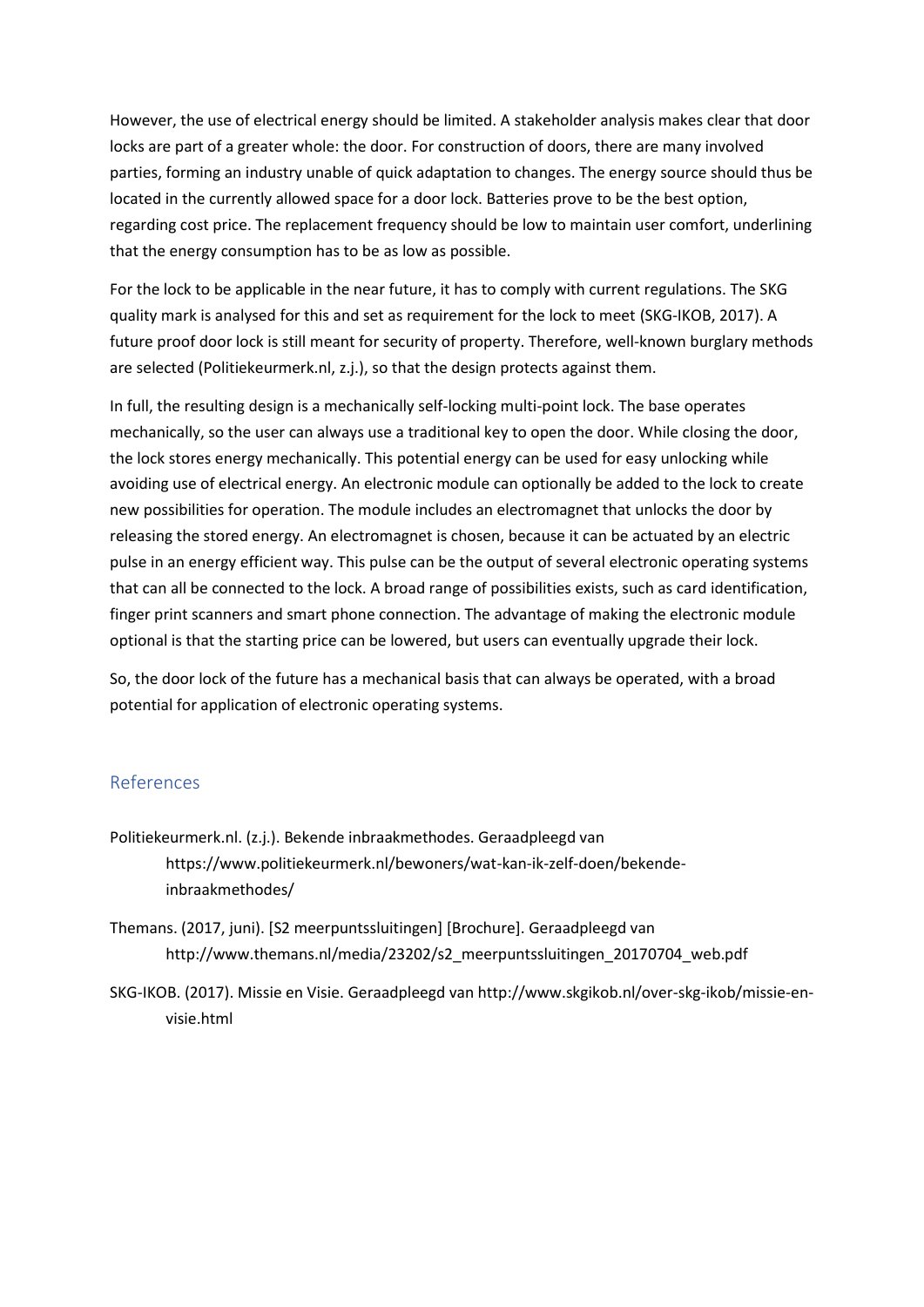However, the use of electrical energy should be limited. A stakeholder analysis makes clear that door locks are part of a greater whole: the door. For construction of doors, there are many involved parties, forming an industry unable of quick adaptation to changes. The energy source should thus be located in the currently allowed space for a door lock. Batteries prove to be the best option, regarding cost price. The replacement frequency should be low to maintain user comfort, underlining that the energy consumption has to be as low as possible.

For the lock to be applicable in the near future, it has to comply with current regulations. The SKG quality mark is analysed for this and set as requirement for the lock to meet (SKG-IKOB, 2017). A future proof door lock is still meant for security of property. Therefore, well-known burglary methods are selected (Politiekeurmerk.nl, z.j.), so that the design protects against them.

In full, the resulting design is a mechanically self-locking multi-point lock. The base operates mechanically, so the user can always use a traditional key to open the door. While closing the door, the lock stores energy mechanically. This potential energy can be used for easy unlocking while avoiding use of electrical energy. An electronic module can optionally be added to the lock to create new possibilities for operation. The module includes an electromagnet that unlocks the door by releasing the stored energy. An electromagnet is chosen, because it can be actuated by an electric pulse in an energy efficient way. This pulse can be the output of several electronic operating systems that can all be connected to the lock. A broad range of possibilities exists, such as card identification, finger print scanners and smart phone connection. The advantage of making the electronic module optional is that the starting price can be lowered, but users can eventually upgrade their lock.

So, the door lock of the future has a mechanical basis that can always be operated, with a broad potential for application of electronic operating systems.

## References

Politiekeurmerk.nl. (z.j.). Bekende inbraakmethodes. Geraadpleegd van https://www.politiekeurmerk.nl/bewoners/wat-kan-ik-zelf-doen/bekende-inbraakmethodes/

Themans. (2017, juni). [S2 meerpuntssluitingen] [Brochure]. Geraadpleegd van http://www.themans.nl/media/23202/s2_meerpuntssluitingen_20170704_web.pdf

SKG-IKOB. (2017). Missie en Visie. Geraadpleegd van http://www.skgikob.nl/over-skg-ikob/missie-en-visie.html